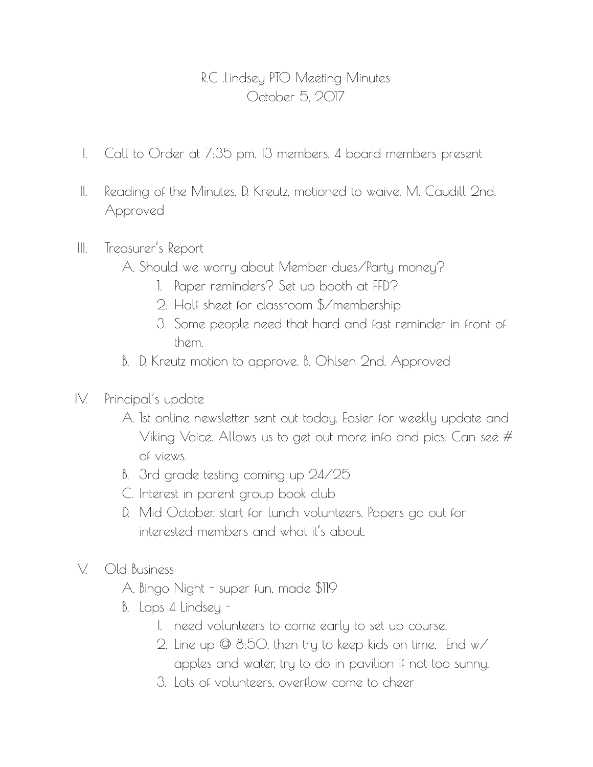# R.C .Lindsey PTO Meeting Minutes
## October 5, 2017

I. Call to Order at 7:35 pm. 13 members, 4 board members present

II. Reading of the Minutes, D. Kreutz, motioned to waive. M. Caudill 2nd. Approved

III. Treasurer's Report
   A. Should we worry about Member dues/Party money?
      1. Paper reminders? Set up booth at FFD?
      2. Half sheet for classroom $/membership
      3. Some people need that hard and fast reminder in front of them.
   B. D. Kreutz motion to approve. B. Ohlsen 2nd. Approved

IV. Principal's update
   A. 1st online newsletter sent out today. Easier for weekly update and Viking Voice. Allows us to get out more info and pics. Can see # of views.
   B. 3rd grade testing coming up 24/25
   C. Interest in parent group book club
   D. Mid October, start for lunch volunteers. Papers go out for interested members and what it's about.

V. Old Business
   A. Bingo Night – super fun, made $119
   B. Laps 4 Lindsey –
      1. need volunteers to come early to set up course.
      2. Line up @ 8:50, then try to keep kids on time. End w/ apples and water, try to do in pavilion if not too sunny.
      3. Lots of volunteers, overflow come to cheer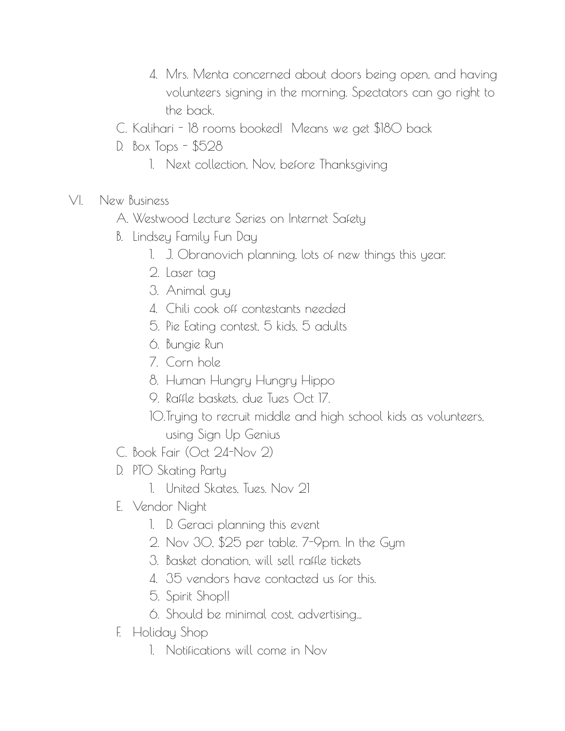4. Mrs. Menta concerned about doors being open, and having volunteers signing in the morning. Spectators can go right to the back.

C. Kalihari – 18 rooms booked! Means we get $180 back

D. Box Tops – $528

1. Next collection, Nov, before Thanksgiving

VI. New Business

A. Westwood Lecture Series on Internet Safety

B. Lindsey Family Fun Day

1. J. Obranovich planning, lots of new things this year.
2. Laser tag
3. Animal guy
4. Chili cook off contestants needed
5. Pie Eating contest, 5 kids, 5 adults
6. Bungie Run
7. Corn hole
8. Human Hungry Hungry Hippo
9. Raffle baskets, due Tues Oct 17.
10. Trying to recruit middle and high school kids as volunteers, using Sign Up Genius

C. Book Fair (Oct 24-Nov 2)

D. PTO Skating Party

1. United Skates, Tues. Nov 21

E. Vendor Night

1. D. Geraci planning this event
2. Nov 30, $25 per table. 7-9pm. In the Gym
3. Basket donation, will sell raffle tickets
4. 35 vendors have contacted us for this.
5. Spirit Shop!!
6. Should be minimal cost, advertising…

F. Holiday Shop

1. Notifications will come in Nov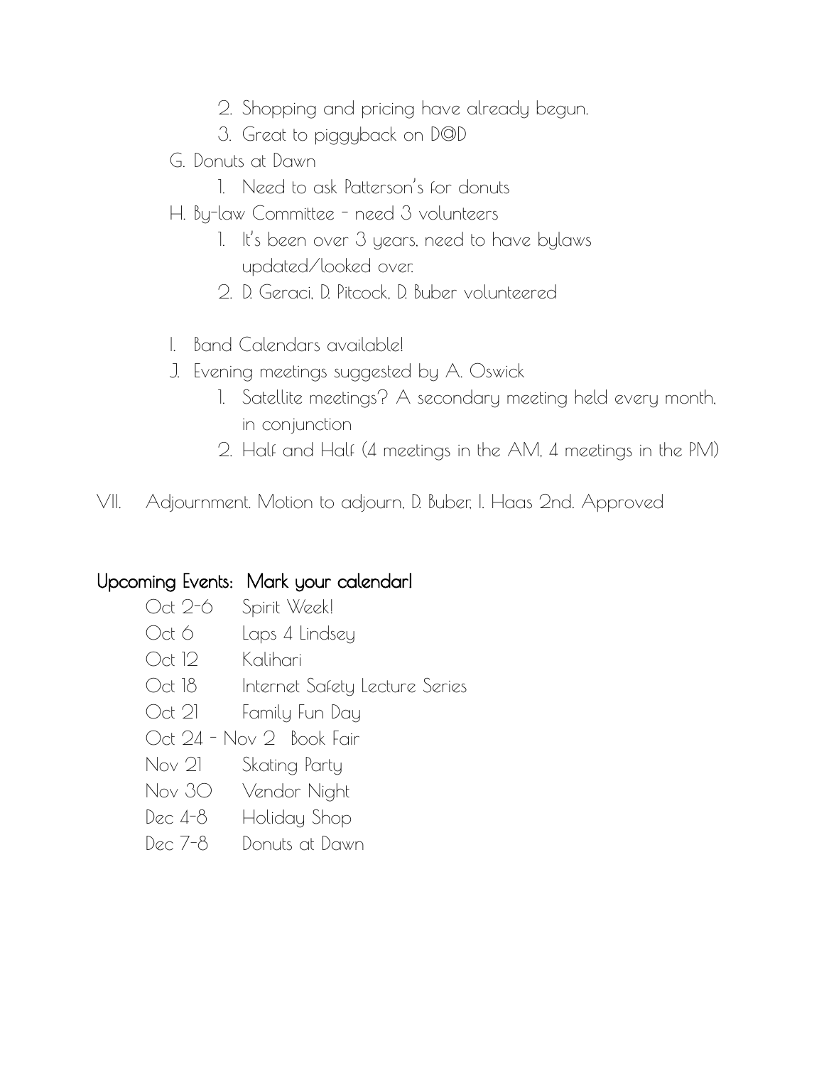2. Shopping and pricing have already begun.
   3. Great to piggyback on D@D

G. Donuts at Dawn
   1. Need to ask Patterson's for donuts

H. By-law Committee – need 3 volunteers
   1. It's been over 3 years, need to have bylaws updated/looked over.
   2. D. Geraci, D. Pitcock, D. Buber volunteered

I. Band Calendars available!

J. Evening meetings suggested by A. Oswick
   1. Satellite meetings? A secondary meeting held every month, in conjunction
   2. Half and Half (4 meetings in the AM, 4 meetings in the PM)

VII. Adjournment. Motion to adjourn, D. Buber, I. Haas 2nd. Approved

**Upcoming Events: Mark your calendar!**

| | |
|---|---|
| Oct 2-6 | Spirit Week! |
| Oct 6 | Laps 4 Lindsey |
| Oct 12 | Kalihari |
| Oct 18 | Internet Safety Lecture Series |
| Oct 21 | Family Fun Day |
| Oct 24 – Nov 2 | Book Fair |
| Nov 21 | Skating Party |
| Nov 30 | Vendor Night |
| Dec 4-8 | Holiday Shop |
| Dec 7-8 | Donuts at Dawn |